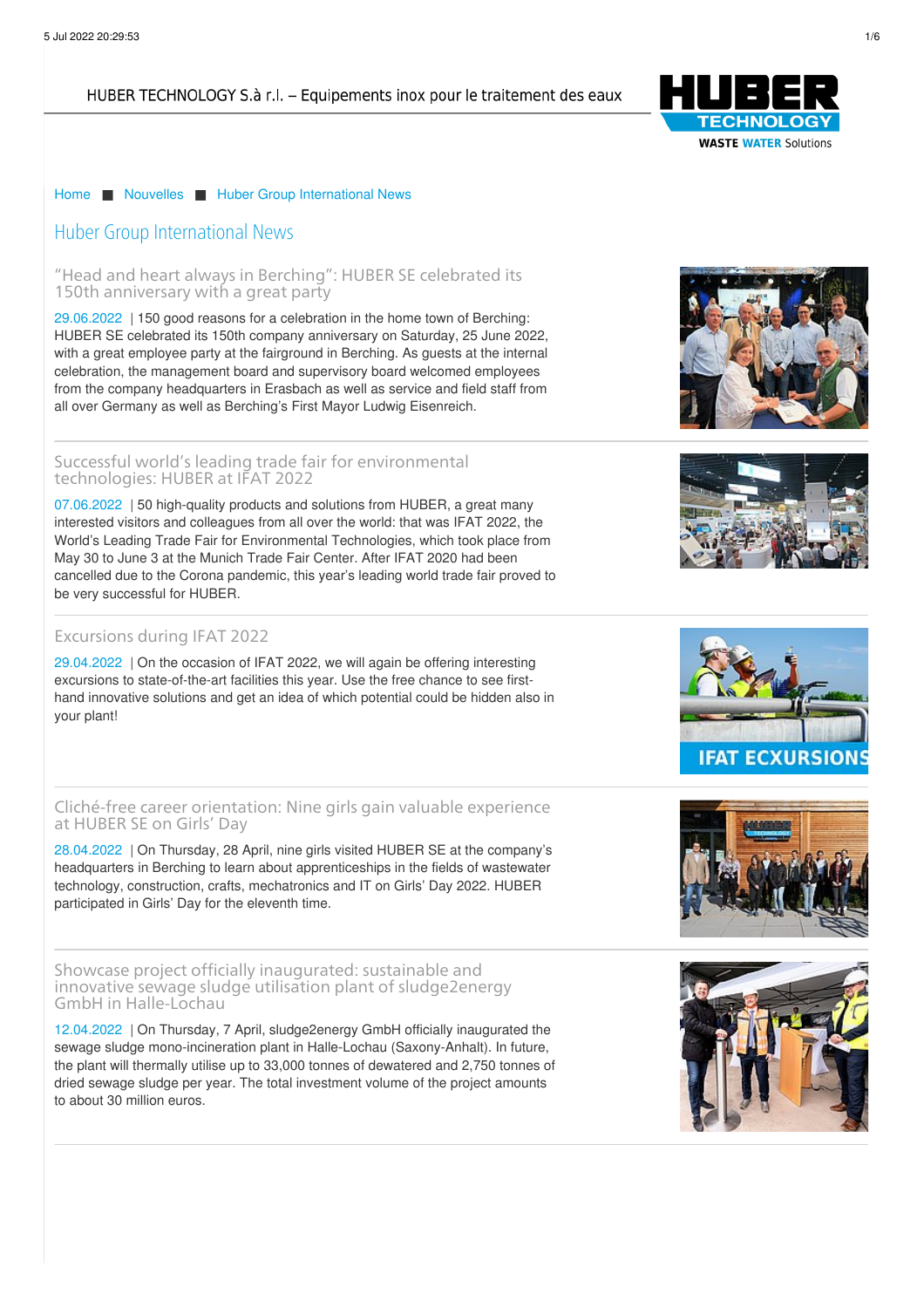HUBER TECHNOLOGY S.à r.l. – Equipements inox pour le traitement des eaux

Home ■ Nouvelles ■ Huber Group International News

# Huber Group International News

## "Head and heart always in Berching": HUBER SE celebrated its 150th anniversary with a great party

29.06.2022 | 150 good reasons for a celebration in the home town of Berching: HUBER SE celebrated its 150th company anniversary on Saturday, 25 June 2022, with a great employee party at the fairground in Berching. As guests at the internal celebration, the management board and supervisory board welcomed employees from the company headquarters in Erasbach as well as service and field staff from all over Germany as well as Berching's First Mayor Ludwig Eisenreich.

## Successful world's leading trade fair for environmental technologies: HUBER at IFAT 2022

07.06.2022 | 50 high-quality products and solutions from HUBER, a great many interested visitors and colleagues from all over the world: that was IFAT 2022, the World's Leading Trade Fair for Environmental Technologies, which took place from May 30 to June 3 at the Munich Trade Fair Center. After IFAT 2020 had been cancelled due to the Corona pandemic, this year's leading world trade fair proved to be very successful for HUBER.

## Excursions during IFAT 2022

29.04.2022 | On the occasion of IFAT 2022, we will again be offering interesting excursions to state-of-the-art facilities this year. Use the free chance to see first-hand innovative solutions and get an idea of which potential could be hidden also in your plant!

## Cliché-free career orientation: Nine girls gain valuable experience at HUBER SE on Girls' Day

28.04.2022 | On Thursday, 28 April, nine girls visited HUBER SE at the company's headquarters in Berching to learn about apprenticeships in the fields of wastewater technology, construction, crafts, mechatronics and IT on Girls' Day 2022. HUBER participated in Girls' Day for the eleventh time.

## Showcase project officially inaugurated: sustainable and innovative sewage sludge utilisation plant of sludge2energy GmbH in Halle-Lochau

12.04.2022 | On Thursday, 7 April, sludge2energy GmbH officially inaugurated the sewage sludge mono-incineration plant in Halle-Lochau (Saxony-Anhalt). In future, the plant will thermally utilise up to 33,000 tonnes of dewatered and 2,750 tonnes of dried sewage sludge per year. The total investment volume of the project amounts to about 30 million euros.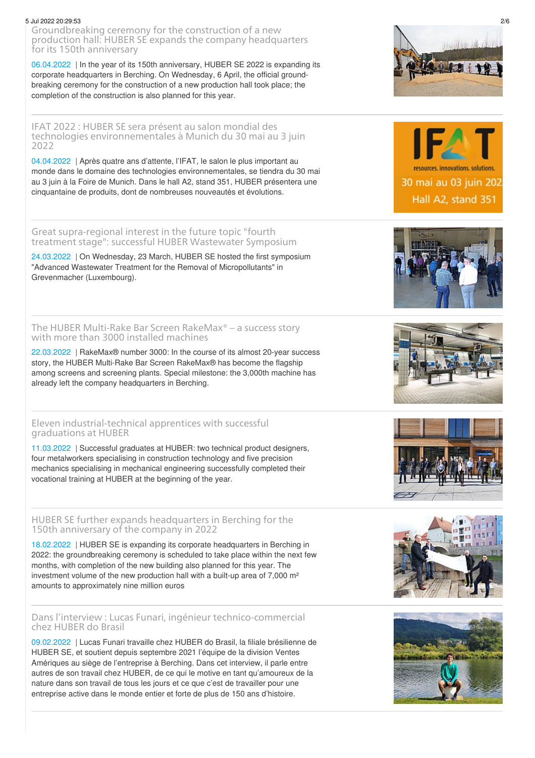## Groundbreaking ceremony for the construction of a new production hall: HUBER SE expands the company headquarters for its 150th anniversary

06.04.2022 | In the year of its 150th anniversary, HUBER SE 2022 is expanding its corporate headquarters in Berching. On Wednesday, 6 April, the official ground-breaking ceremony for the construction of a new production hall took place; the completion of the construction is also planned for this year.

## IFAT 2022 : HUBER SE sera présent au salon mondial des technologies environnementales à Munich du 30 mai au 3 juin 2022

04.04.2022 | Après quatre ans d'attente, l'IFAT, le salon le plus important au monde dans le domaine des technologies environnementales, se tiendra du 30 mai au 3 juin à la Foire de Munich. Dans le hall A2, stand 351, HUBER présentera une cinquantaine de produits, dont de nombreuses nouveautés et évolutions.

## Great supra-regional interest in the future topic "fourth treatment stage": successful HUBER Wastewater Symposium

24.03.2022 | On Wednesday, 23 March, HUBER SE hosted the first symposium "Advanced Wastewater Treatment for the Removal of Micropollutants" in Grevenmacher (Luxembourg).

## The HUBER Multi-Rake Bar Screen RakeMax® – a success story with more than 3000 installed machines

22.03.2022 | RakeMax® number 3000: In the course of its almost 20-year success story, the HUBER Multi-Rake Bar Screen RakeMax® has become the flagship among screens and screening plants. Special milestone: the 3,000th machine has already left the company headquarters in Berching.

## Eleven industrial-technical apprentices with successful graduations at HUBER

11.03.2022 | Successful graduates at HUBER: two technical product designers, four metalworkers specialising in construction technology and five precision mechanics specialising in mechanical engineering successfully completed their vocational training at HUBER at the beginning of the year.

## HUBER SE further expands headquarters in Berching for the 150th anniversary of the company in 2022

18.02.2022 | HUBER SE is expanding its corporate headquarters in Berching in 2022: the groundbreaking ceremony is scheduled to take place within the next few months, with completion of the new building also planned for this year. The investment volume of the new production hall with a built-up area of 7,000 m² amounts to approximately nine million euros

## Dans l'interview : Lucas Funari, ingénieur technico-commercial chez HUBER do Brasil

09.02.2022 | Lucas Funari travaille chez HUBER do Brasil, la filiale brésilienne de HUBER SE, et soutient depuis septembre 2021 l'équipe de la division Ventes Amériques au siège de l'entreprise à Berching. Dans cet interview, il parle entre autres de son travail chez HUBER, de ce qui le motive en tant qu'amoureux de la nature dans son travail de tous les jours et ce que c'est de travailler pour une entreprise active dans le monde entier et forte de plus de 150 ans d'histoire.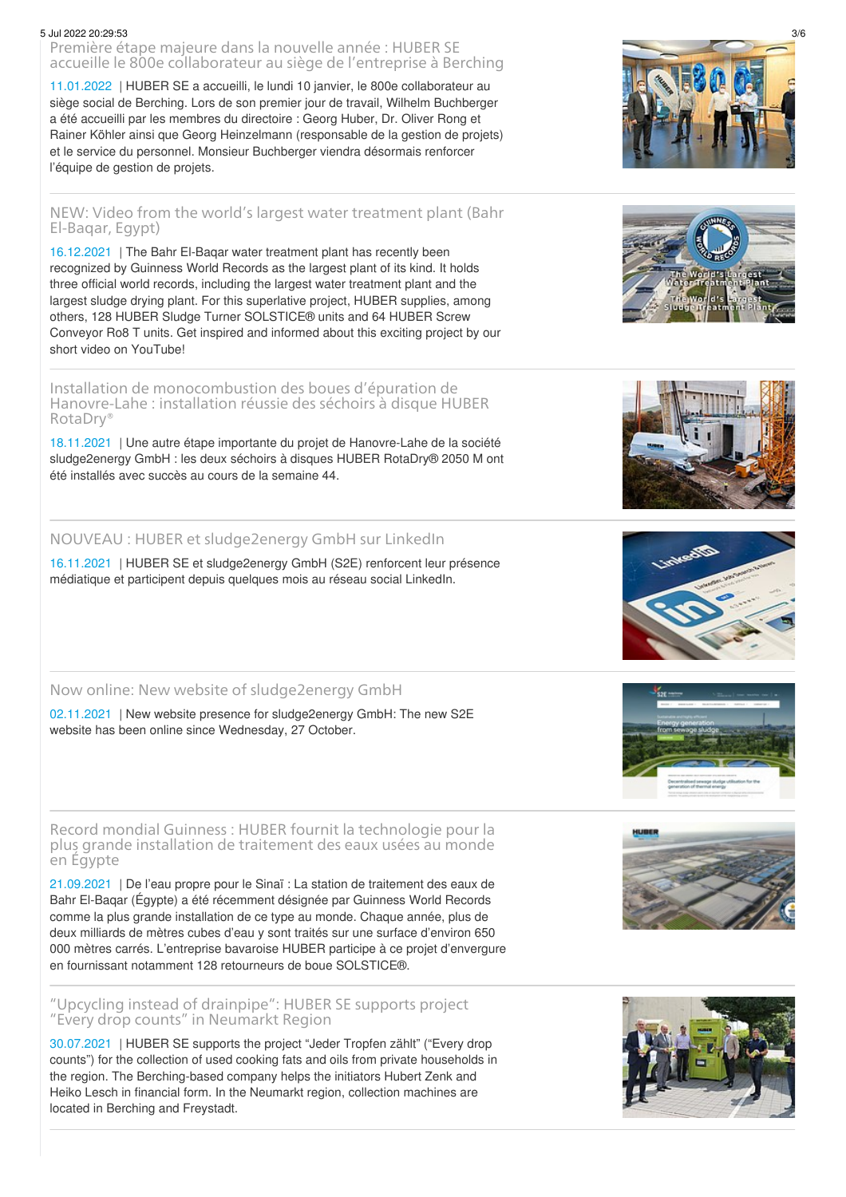## Première étape majeure dans la nouvelle année : HUBER SE accueille le 800e collaborateur au siège de l'entreprise à Berching

11.01.2022 | HUBER SE a accueilli, le lundi 10 janvier, le 800e collaborateur au siège social de Berching. Lors de son premier jour de travail, Wilhelm Buchberger a été accueilli par les membres du directoire : Georg Huber, Dr. Oliver Rong et Rainer Köhler ainsi que Georg Heinzelmann (responsable de la gestion de projets) et le service du personnel. Monsieur Buchberger viendra désormais renforcer l'équipe de gestion de projets.

## NEW: Video from the world's largest water treatment plant (Bahr El-Baqar, Egypt)

16.12.2021 | The Bahr El-Baqar water treatment plant has recently been recognized by Guinness World Records as the largest plant of its kind. It holds three official world records, including the largest water treatment plant and the largest sludge drying plant. For this superlative project, HUBER supplies, among others, 128 HUBER Sludge Turner SOLSTICE® units and 64 HUBER Screw Conveyor Ro8 T units. Get inspired and informed about this exciting project by our short video on YouTube!

## Installation de monocombustion des boues d'épuration de Hanovre-Lahe : installation réussie des séchoirs à disque HUBER RotaDry®

18.11.2021 | Une autre étape importante du projet de Hanovre-Lahe de la société sludge2energy GmbH : les deux séchoirs à disques HUBER RotaDry® 2050 M ont été installés avec succès au cours de la semaine 44.

## NOUVEAU : HUBER et sludge2energy GmbH sur LinkedIn

16.11.2021 | HUBER SE et sludge2energy GmbH (S2E) renforcent leur présence médiatique et participent depuis quelques mois au réseau social LinkedIn.

## Now online: New website of sludge2energy GmbH

02.11.2021 | New website presence for sludge2energy GmbH: The new S2E website has been online since Wednesday, 27 October.

## Record mondial Guinness : HUBER fournit la technologie pour la plus grande installation de traitement des eaux usées au monde en Égypte

21.09.2021 | De l'eau propre pour le Sinaï : La station de traitement des eaux de Bahr El-Baqar (Égypte) a été récemment désignée par Guinness World Records comme la plus grande installation de ce type au monde. Chaque année, plus de deux milliards de mètres cubes d'eau y sont traités sur une surface d'environ 650 000 mètres carrés. L'entreprise bavaroise HUBER participe à ce projet d'envergure en fournissant notamment 128 retourneurs de boue SOLSTICE®.

## "Upcycling instead of drainpipe": HUBER SE supports project "Every drop counts" in Neumarkt Region

30.07.2021 | HUBER SE supports the project "Jeder Tropfen zählt" ("Every drop counts") for the collection of used cooking fats and oils from private households in the region. The Berching-based company helps the initiators Hubert Zenk and Heiko Lesch in financial form. In the Neumarkt region, collection machines are located in Berching and Freystadt.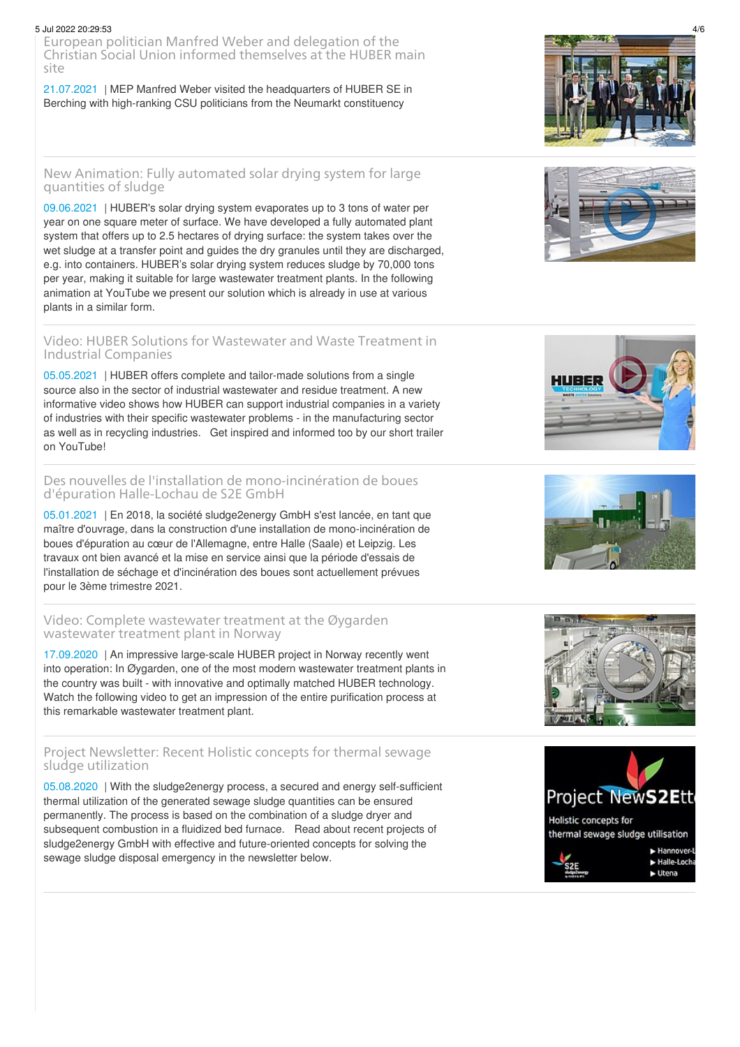## European politician Manfred Weber and delegation of the Christian Social Union informed themselves at the HUBER main site

21.07.2021 | MEP Manfred Weber visited the headquarters of HUBER SE in Berching with high-ranking CSU politicians from the Neumarkt constituency

## New Animation: Fully automated solar drying system for large quantities of sludge

09.06.2021 | HUBER's solar drying system evaporates up to 3 tons of water per year on one square meter of surface. We have developed a fully automated plant system that offers up to 2.5 hectares of drying surface: the system takes over the wet sludge at a transfer point and guides the dry granules until they are discharged, e.g. into containers. HUBER's solar drying system reduces sludge by 70,000 tons per year, making it suitable for large wastewater treatment plants. In the following animation at YouTube we present our solution which is already in use at various plants in a similar form.

## Video: HUBER Solutions for Wastewater and Waste Treatment in Industrial Companies

05.05.2021 | HUBER offers complete and tailor-made solutions from a single source also in the sector of industrial wastewater and residue treatment. A new informative video shows how HUBER can support industrial companies in a variety of industries with their specific wastewater problems - in the manufacturing sector as well as in recycling industries. Get inspired and informed too by our short trailer on YouTube!

## Des nouvelles de l'installation de mono-incinération de boues d'épuration Halle-Lochau de S2E GmbH

05.01.2021 | En 2018, la société sludge2energy GmbH s'est lancée, en tant que maître d'ouvrage, dans la construction d'une installation de mono-incinération de boues d'épuration au cœur de l'Allemagne, entre Halle (Saale) et Leipzig. Les travaux ont bien avancé et la mise en service ainsi que la période d'essais de l'installation de séchage et d'incinération des boues sont actuellement prévues pour le 3ème trimestre 2021.

## Video: Complete wastewater treatment at the Øygarden wastewater treatment plant in Norway

17.09.2020 | An impressive large-scale HUBER project in Norway recently went into operation: In Øygarden, one of the most modern wastewater treatment plants in the country was built - with innovative and optimally matched HUBER technology. Watch the following video to get an impression of the entire purification process at this remarkable wastewater treatment plant.

## Project Newsletter: Recent Holistic concepts for thermal sewage sludge utilization

05.08.2020 | With the sludge2energy process, a secured and energy self-sufficient thermal utilization of the generated sewage sludge quantities can be ensured permanently. The process is based on the combination of a sludge dryer and subsequent combustion in a fluidized bed furnace. Read about recent projects of sludge2energy GmbH with effective and future-oriented concepts for solving the sewage sludge disposal emergency in the newsletter below.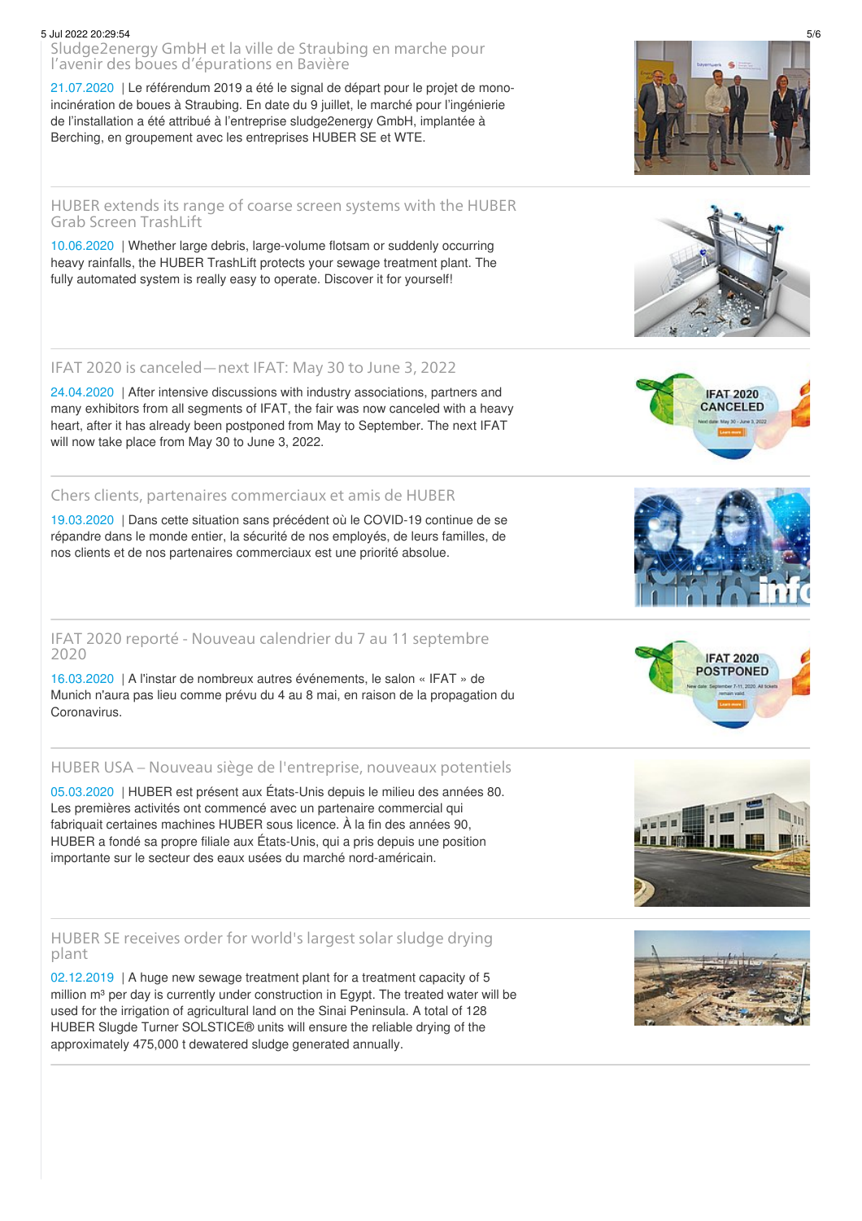## Sludge2energy GmbH et la ville de Straubing en marche pour l'avenir des boues d'épurations en Bavière

21.07.2020 | Le référendum 2019 a été le signal de départ pour le projet de mono-incinération de boues à Straubing. En date du 9 juillet, le marché pour l'ingénierie de l'installation a été attribué à l'entreprise sludge2energy GmbH, implantée à Berching, en groupement avec les entreprises HUBER SE et WTE.

## HUBER extends its range of coarse screen systems with the HUBER Grab Screen TrashLift

10.06.2020 | Whether large debris, large-volume flotsam or suddenly occurring heavy rainfalls, the HUBER TrashLift protects your sewage treatment plant. The fully automated system is really easy to operate. Discover it for yourself!

## IFAT 2020 is canceled—next IFAT: May 30 to June 3, 2022

24.04.2020 | After intensive discussions with industry associations, partners and many exhibitors from all segments of IFAT, the fair was now canceled with a heavy heart, after it has already been postponed from May to September. The next IFAT will now take place from May 30 to June 3, 2022.

## Chers clients, partenaires commerciaux et amis de HUBER

19.03.2020 | Dans cette situation sans précédent où le COVID-19 continue de se répandre dans le monde entier, la sécurité de nos employés, de leurs familles, de nos clients et de nos partenaires commerciaux est une priorité absolue.

## IFAT 2020 reporté - Nouveau calendrier du 7 au 11 septembre 2020

16.03.2020 | A l'instar de nombreux autres événements, le salon « IFAT » de Munich n'aura pas lieu comme prévu du 4 au 8 mai, en raison de la propagation du Coronavirus.

## HUBER USA – Nouveau siège de l'entreprise, nouveaux potentiels

05.03.2020 | HUBER est présent aux États-Unis depuis le milieu des années 80. Les premières activités ont commencé avec un partenaire commercial qui fabriquait certaines machines HUBER sous licence. À la fin des années 90, HUBER a fondé sa propre filiale aux États-Unis, qui a pris depuis une position importante sur le secteur des eaux usées du marché nord-américain.

## HUBER SE receives order for world's largest solar sludge drying plant

02.12.2019 | A huge new sewage treatment plant for a treatment capacity of 5 million m³ per day is currently under construction in Egypt. The treated water will be used for the irrigation of agricultural land on the Sinai Peninsula. A total of 128 HUBER Slugde Turner SOLSTICE® units will ensure the reliable drying of the approximately 475,000 t dewatered sludge generated annually.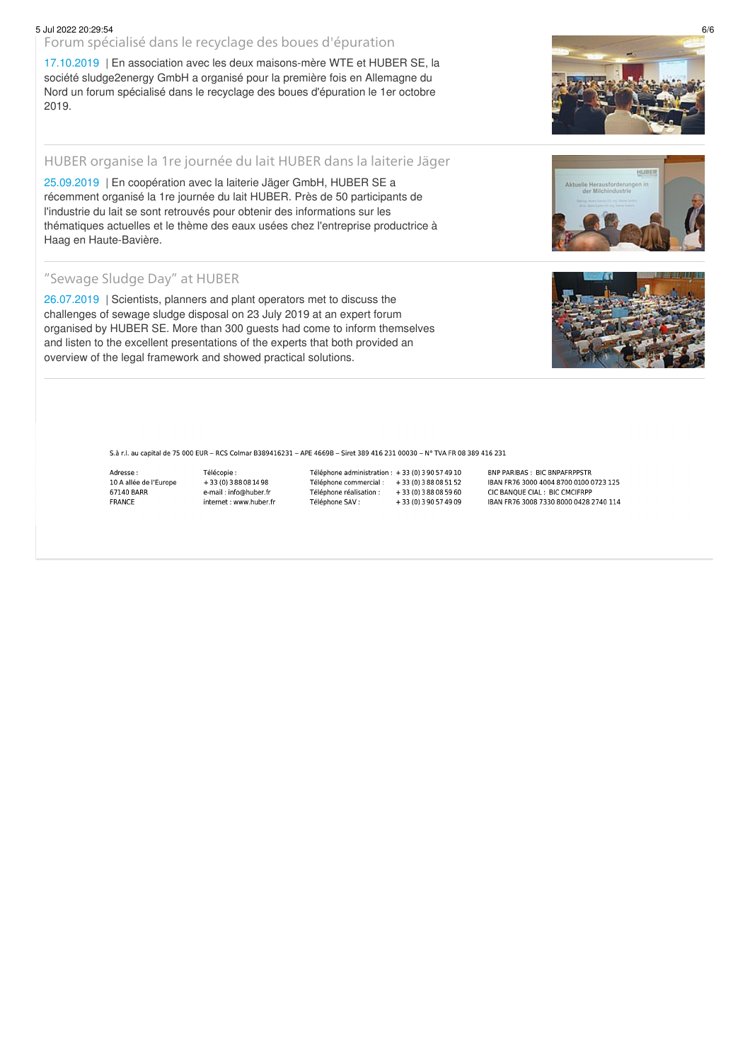## Forum spécialisé dans le recyclage des boues d'épuration

17.10.2019 | En association avec les deux maisons-mère WTE et HUBER SE, la société sludge2energy GmbH a organisé pour la première fois en Allemagne du Nord un forum spécialisé dans le recyclage des boues d'épuration le 1er octobre 2019.

## HUBER organise la 1re journée du lait HUBER dans la laiterie Jäger

25.09.2019 | En coopération avec la laiterie Jäger GmbH, HUBER SE a récemment organisé la 1re journée du lait HUBER. Près de 50 participants de l'industrie du lait se sont retrouvés pour obtenir des informations sur les thématiques actuelles et le thème des eaux usées chez l'entreprise productrice à Haag en Haute-Bavière.

## "Sewage Sludge Day" at HUBER

26.07.2019 | Scientists, planners and plant operators met to discuss the challenges of sewage sludge disposal on 23 July 2019 at an expert forum organised by HUBER SE. More than 300 guests had come to inform themselves and listen to the excellent presentations of the experts that both provided an overview of the legal framework and showed practical solutions.

---

S.à r.l. au capital de 75 000 EUR – RCS Colmar B389416231 – APE 4669B – Siret 389 416 231 00030 – N° TVA FR 08 389 416 231

| | | | |
|---|---|---|---|
| Adresse :<br>10 A allée de l'Europe<br>67140 BARR<br>FRANCE | Télécopie :<br>+ 33 (0) 3 88 08 14 98<br>e-mail : info@huber.fr<br>internet : www.huber.fr | Téléphone administration : + 33 (0) 3 90 57 49 10<br>Téléphone commercial : + 33 (0) 3 88 08 51 52<br>Téléphone réalisation : + 33 (0) 3 88 08 59 60<br>Téléphone SAV : + 33 (0) 3 90 57 49 09 | BNP PARIBAS : BIC BNPAFRPPSTR<br>IBAN FR76 3000 4004 8700 0100 0723 125<br>CIC BANQUE CIAL : BIC CMCIFRPP<br>IBAN FR76 3008 7330 8000 0428 2740 114 |